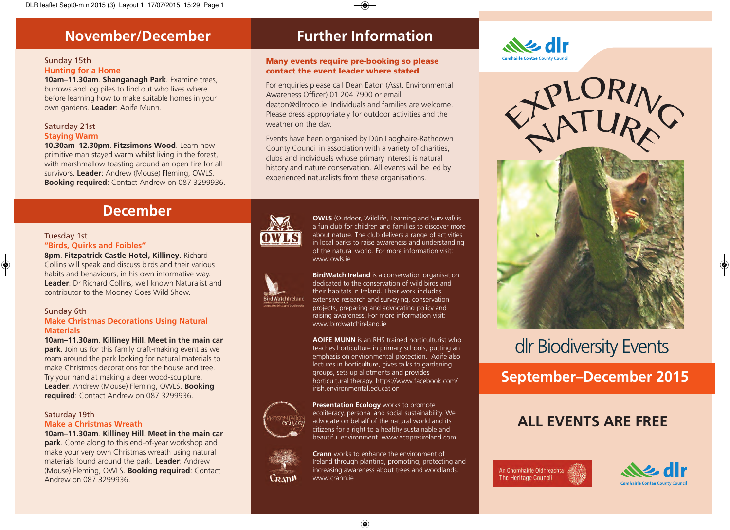## November/December

Sunday 15th
**Hunting for a Home**
**10am–11.30am**. **Shanganagh Park**. Examine trees, burrows and log piles to find out who lives where before learning how to make suitable homes in your own gardens. **Leader**: Aoife Munn.

Saturday 21st
**Staying Warm**
**10.30am–12.30pm**. **Fitzsimons Wood**. Learn how primitive man stayed warm whilst living in the forest, with marshmallow toasting around an open fire for all survivors. **Leader**: Andrew (Mouse) Fleming, OWLS. **Booking required**: Contact Andrew on 087 3299936.

## December

Tuesday 1st
**"Birds, Quirks and Foibles"**
**8pm**. **Fitzpatrick Castle Hotel, Killiney**. Richard Collins will speak and discuss birds and their various habits and behaviours, in his own informative way. **Leader**: Dr Richard Collins, well known Naturalist and contributor to the Mooney Goes Wild Show.

Sunday 6th
**Make Christmas Decorations Using Natural Materials**
**10am–11.30am**. **Killiney Hill**. **Meet in the main car park**. Join us for this family craft-making event as we roam around the park looking for natural materials to make Christmas decorations for the house and tree. Try your hand at making a deer wood-sculpture. **Leader**: Andrew (Mouse) Fleming, OWLS. **Booking required**: Contact Andrew on 087 3299936.

Saturday 19th
**Make a Christmas Wreath**
**10am–11.30am**. **Killiney Hill**. **Meet in the main car park**. Come along to this end-of-year workshop and make your very own Christmas wreath using natural materials found around the park. **Leader**: Andrew (Mouse) Fleming, OWLS. **Booking required**: Contact Andrew on 087 3299936.

## Further Information

**Many events require pre-booking so please contact the event leader where stated**

For enquiries please call Dean Eaton (Asst. Environmental Awareness Officer) 01 204 7900 or email deaton@dlrcoco.ie. Individuals and families are welcome. Please dress appropriately for outdoor activities and the weather on the day.

Events have been organised by Dún Laoghaire-Rathdown County Council in association with a variety of charities, clubs and individuals whose primary interest is natural history and nature conservation. All events will be led by experienced naturalists from these organisations.

**OWLS** (Outdoor, Wildlife, Learning and Survival) is a fun club for children and families to discover more about nature. The club delivers a range of activities in local parks to raise awareness and understanding of the natural world. For more information visit: www.owls.ie

**BirdWatch Ireland** is a conservation organisation dedicated to the conservation of wild birds and their habitats in Ireland. Their work includes extensive research and surveying, conservation projects, preparing and advocating policy and raising awareness. For more information visit: www.birdwatchireland.ie

**AOIFE MUNN** is an RHS trained horticulturist who teaches horticulture in primary schools, putting an emphasis on environmental protection. Aoife also lectures in horticulture, gives talks to gardening groups, sets up allotments and provides horticultural therapy. https://www.facebook.com/irish.environmental.education

**Presentation Ecology** works to promote ecoliteracy, personal and social sustainability. We advocate on behalf of the natural world and its citizens for a right to a healthy sustainable and beautiful environment. www.ecopresireland.com

**Crann** works to enhance the environment of Ireland through planting, promoting, protecting and increasing awareness about trees and woodlands. www.crann.ie

dlr Comhairle Contae County Council

# EXPLORING NATURE

## dlr Biodiversity Events

## September–December 2015

## ALL EVENTS ARE FREE

An Chomhairle Oidhreachta The Heritage Council

dlr Comhairle Contae County Council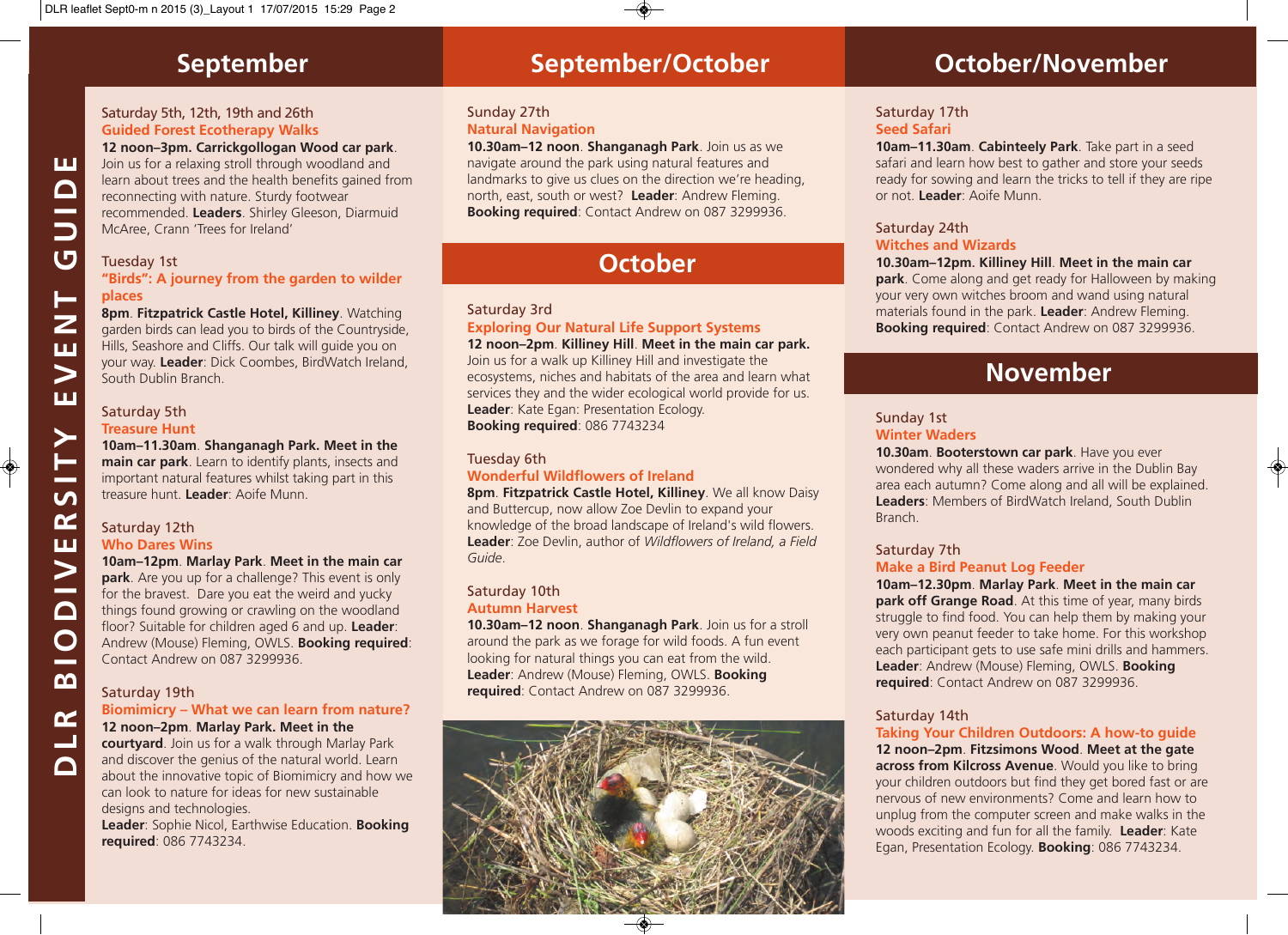# DLR BIODIVERSITY EVENT GUIDE

## September

Saturday 5th, 12th, 19th and 26th
**Guided Forest Ecotherapy Walks**
**12 noon–3pm. Carrickgollogan Wood car park**. Join us for a relaxing stroll through woodland and learn about trees and the health benefits gained from reconnecting with nature. Sturdy footwear recommended. **Leaders**. Shirley Gleeson, Diarmuid McAree, Crann 'Trees for Ireland'

Tuesday 1st
**"Birds": A journey from the garden to wilder places**
**8pm. Fitzpatrick Castle Hotel, Killiney**. Watching garden birds can lead you to birds of the Countryside, Hills, Seashore and Cliffs. Our talk will guide you on your way. **Leader**: Dick Coombes, BirdWatch Ireland, South Dublin Branch.

Saturday 5th
**Treasure Hunt**
**10am–11.30am. Shanganagh Park. Meet in the main car park**. Learn to identify plants, insects and important natural features whilst taking part in this treasure hunt. **Leader**: Aoife Munn.

Saturday 12th
**Who Dares Wins**
**10am–12pm. Marlay Park. Meet in the main car park**. Are you up for a challenge? This event is only for the bravest. Dare you eat the weird and yucky things found growing or crawling on the woodland floor? Suitable for children aged 6 and up. **Leader**: Andrew (Mouse) Fleming, OWLS. **Booking required**: Contact Andrew on 087 3299936.

Saturday 19th
**Biomimicry – What we can learn from nature?**
**12 noon–2pm. Marlay Park. Meet in the courtyard**. Join us for a walk through Marlay Park and discover the genius of the natural world. Learn about the innovative topic of Biomimicry and how we can look to nature for ideas for new sustainable designs and technologies.
**Leader**: Sophie Nicol, Earthwise Education. **Booking required**: 086 7743234.

## September/October

Sunday 27th
**Natural Navigation**
**10.30am–12 noon. Shanganagh Park**. Join us as we navigate around the park using natural features and landmarks to give us clues on the direction we're heading, north, east, south or west? **Leader**: Andrew Fleming. **Booking required**: Contact Andrew on 087 3299936.

## October

Saturday 3rd
**Exploring Our Natural Life Support Systems**
**12 noon–2pm. Killiney Hill. Meet in the main car park.** Join us for a walk up Killiney Hill and investigate the ecosystems, niches and habitats of the area and learn what services they and the wider ecological world provide for us. **Leader**: Kate Egan: Presentation Ecology.
**Booking required**: 086 7743234

Tuesday 6th
**Wonderful Wildflowers of Ireland**
**8pm. Fitzpatrick Castle Hotel, Killiney**. We all know Daisy and Buttercup, now allow Zoe Devlin to expand your knowledge of the broad landscape of Ireland's wild flowers. **Leader**: Zoe Devlin, author of *Wildflowers of Ireland, a Field Guide*.

Saturday 10th
**Autumn Harvest**
**10.30am–12 noon. Shanganagh Park**. Join us for a stroll around the park as we forage for wild foods. A fun event looking for natural things you can eat from the wild. **Leader**: Andrew (Mouse) Fleming, OWLS. **Booking required**: Contact Andrew on 087 3299936.

## October/November

Saturday 17th
**Seed Safari**
**10am–11.30am. Cabinteely Park**. Take part in a seed safari and learn how best to gather and store your seeds ready for sowing and learn the tricks to tell if they are ripe or not. **Leader**: Aoife Munn.

Saturday 24th
**Witches and Wizards**
**10.30am–12pm. Killiney Hill. Meet in the main car park**. Come along and get ready for Halloween by making your very own witches broom and wand using natural materials found in the park. **Leader**: Andrew Fleming. **Booking required**: Contact Andrew on 087 3299936.

## November

Sunday 1st
**Winter Waders**
**10.30am. Booterstown car park**. Have you ever wondered why all these waders arrive in the Dublin Bay area each autumn? Come along and all will be explained. **Leaders**: Members of BirdWatch Ireland, South Dublin Branch.

Saturday 7th
**Make a Bird Peanut Log Feeder**
**10am–12.30pm. Marlay Park. Meet in the main car park off Grange Road**. At this time of year, many birds struggle to find food. You can help them by making your very own peanut feeder to take home. For this workshop each participant gets to use safe mini drills and hammers. **Leader**: Andrew (Mouse) Fleming, OWLS. **Booking required**: Contact Andrew on 087 3299936.

Saturday 14th
**Taking Your Children Outdoors: A how-to guide**
**12 noon–2pm. Fitzsimons Wood. Meet at the gate across from Kilcross Avenue**. Would you like to bring your children outdoors but find they get bored fast or are nervous of new environments? Come and learn how to unplug from the computer screen and make walks in the woods exciting and fun for all the family. **Leader**: Kate Egan, Presentation Ecology. **Booking**: 086 7743234.